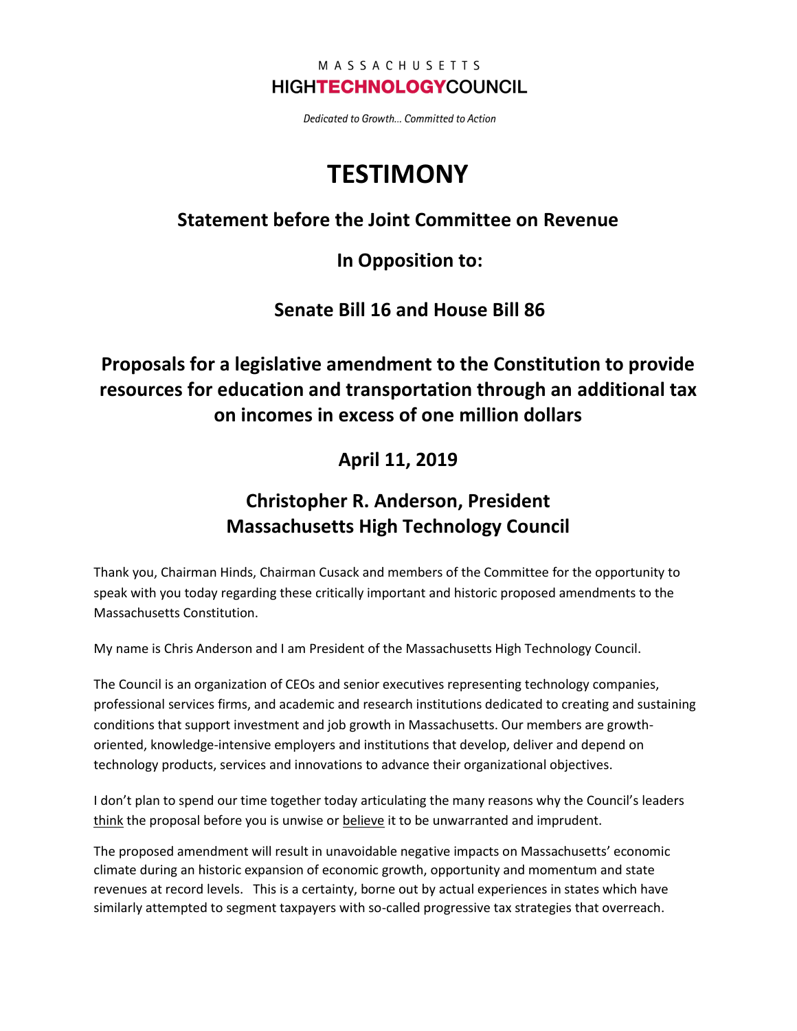MASSACHUSETTS
**HIGHTECHNOLOGYCOUNCIL**

*Dedicated to Growth… Committed to Action*

# TESTIMONY

## Statement before the Joint Committee on Revenue

## In Opposition to:

## Senate Bill 16 and House Bill 86

## Proposals for a legislative amendment to the Constitution to provide resources for education and transportation through an additional tax on incomes in excess of one million dollars

## April 11, 2019

## Christopher R. Anderson, President
## Massachusetts High Technology Council

Thank you, Chairman Hinds, Chairman Cusack and members of the Committee for the opportunity to speak with you today regarding these critically important and historic proposed amendments to the Massachusetts Constitution.

My name is Chris Anderson and I am President of the Massachusetts High Technology Council.

The Council is an organization of CEOs and senior executives representing technology companies, professional services firms, and academic and research institutions dedicated to creating and sustaining conditions that support investment and job growth in Massachusetts. Our members are growth-oriented, knowledge-intensive employers and institutions that develop, deliver and depend on technology products, services and innovations to advance their organizational objectives.

I don't plan to spend our time together today articulating the many reasons why the Council's leaders <u>think</u> the proposal before you is unwise or <u>believe</u> it to be unwarranted and imprudent.

The proposed amendment will result in unavoidable negative impacts on Massachusetts' economic climate during an historic expansion of economic growth, opportunity and momentum and state revenues at record levels. This is a certainty, borne out by actual experiences in states which have similarly attempted to segment taxpayers with so-called progressive tax strategies that overreach.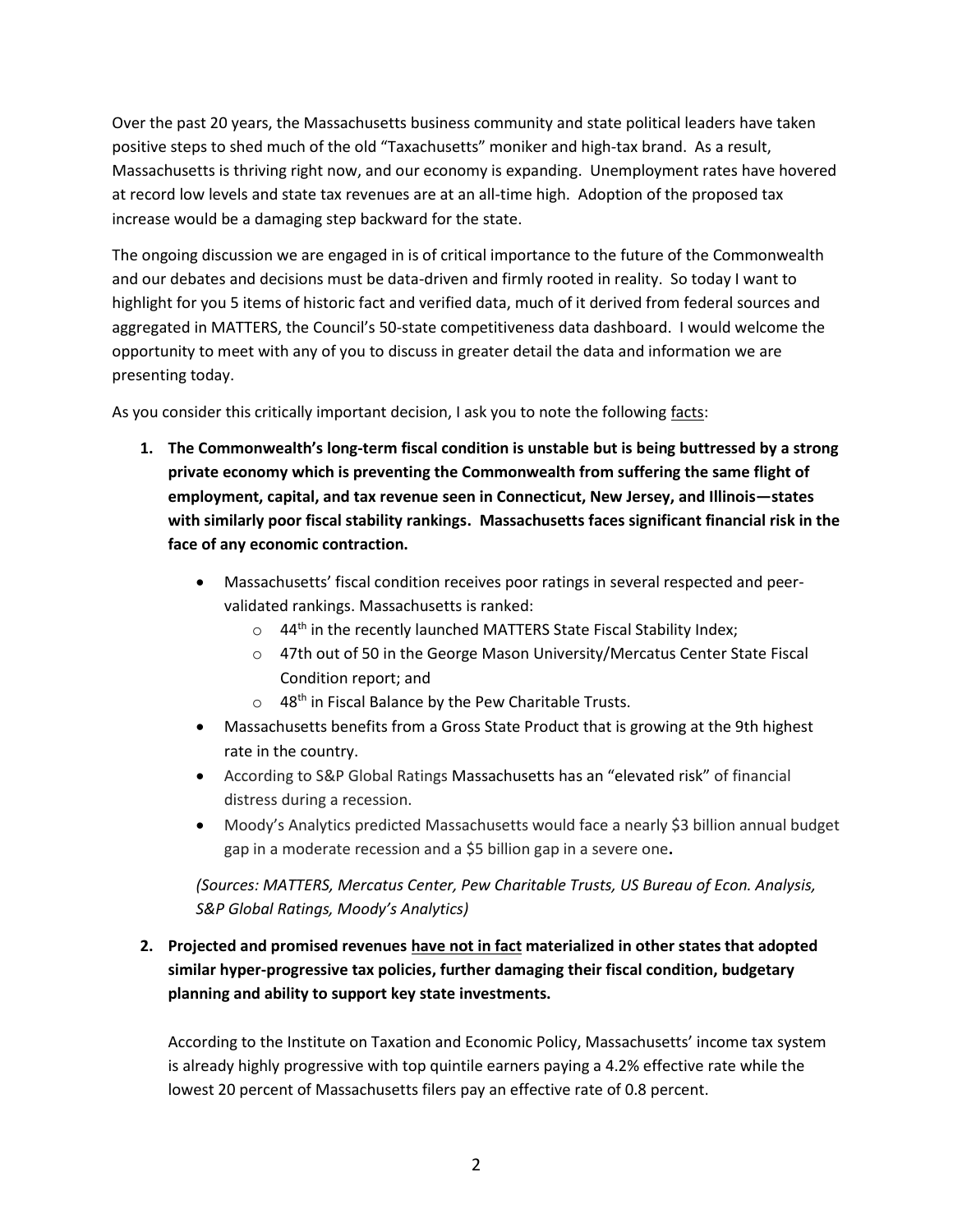Over the past 20 years, the Massachusetts business community and state political leaders have taken positive steps to shed much of the old "Taxachusetts" moniker and high-tax brand. As a result, Massachusetts is thriving right now, and our economy is expanding. Unemployment rates have hovered at record low levels and state tax revenues are at an all-time high. Adoption of the proposed tax increase would be a damaging step backward for the state.

The ongoing discussion we are engaged in is of critical importance to the future of the Commonwealth and our debates and decisions must be data-driven and firmly rooted in reality. So today I want to highlight for you 5 items of historic fact and verified data, much of it derived from federal sources and aggregated in MATTERS, the Council's 50-state competitiveness data dashboard. I would welcome the opportunity to meet with any of you to discuss in greater detail the data and information we are presenting today.

As you consider this critically important decision, I ask you to note the following facts:

1. **The Commonwealth's long-term fiscal condition is unstable but is being buttressed by a strong private economy which is preventing the Commonwealth from suffering the same flight of employment, capital, and tax revenue seen in Connecticut, New Jersey, and Illinois—states with similarly poor fiscal stability rankings. Massachusetts faces significant financial risk in the face of any economic contraction.**

   - Massachusetts' fiscal condition receives poor ratings in several respected and peer-validated rankings. Massachusetts is ranked:
     - 44th in the recently launched MATTERS State Fiscal Stability Index;
     - 47th out of 50 in the George Mason University/Mercatus Center State Fiscal Condition report; and
     - 48th in Fiscal Balance by the Pew Charitable Trusts.
   - Massachusetts benefits from a Gross State Product that is growing at the 9th highest rate in the country.
   - According to S&P Global Ratings Massachusetts has an "elevated risk" of financial distress during a recession.
   - Moody's Analytics predicted Massachusetts would face a nearly $3 billion annual budget gap in a moderate recession and a $5 billion gap in a severe one.

   *(Sources: MATTERS, Mercatus Center, Pew Charitable Trusts, US Bureau of Econ. Analysis, S&P Global Ratings, Moody's Analytics)*

2. **Projected and promised revenues have not in fact materialized in other states that adopted similar hyper-progressive tax policies, further damaging their fiscal condition, budgetary planning and ability to support key state investments.**

   According to the Institute on Taxation and Economic Policy, Massachusetts' income tax system is already highly progressive with top quintile earners paying a 4.2% effective rate while the lowest 20 percent of Massachusetts filers pay an effective rate of 0.8 percent.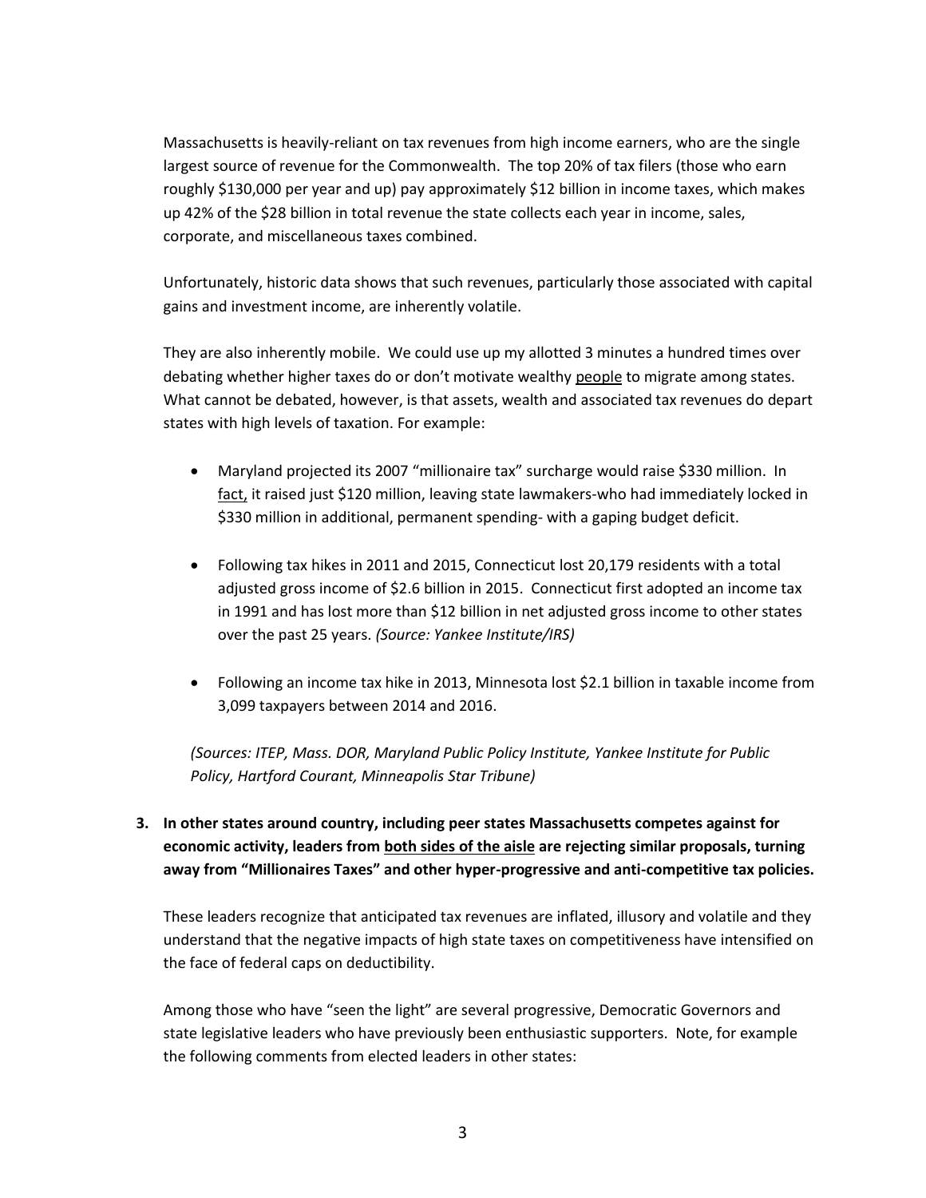Massachusetts is heavily-reliant on tax revenues from high income earners, who are the single largest source of revenue for the Commonwealth. The top 20% of tax filers (those who earn roughly \$130,000 per year and up) pay approximately \$12 billion in income taxes, which makes up 42% of the \$28 billion in total revenue the state collects each year in income, sales, corporate, and miscellaneous taxes combined.

Unfortunately, historic data shows that such revenues, particularly those associated with capital gains and investment income, are inherently volatile.

They are also inherently mobile. We could use up my allotted 3 minutes a hundred times over debating whether higher taxes do or don't motivate wealthy <u>people</u> to migrate among states. What cannot be debated, however, is that assets, wealth and associated tax revenues do depart states with high levels of taxation. For example:

- Maryland projected its 2007 "millionaire tax" surcharge would raise \$330 million. In <u>fact,</u> it raised just \$120 million, leaving state lawmakers-who had immediately locked in \$330 million in additional, permanent spending- with a gaping budget deficit.
- Following tax hikes in 2011 and 2015, Connecticut lost 20,179 residents with a total adjusted gross income of \$2.6 billion in 2015. Connecticut first adopted an income tax in 1991 and has lost more than \$12 billion in net adjusted gross income to other states over the past 25 years. *(Source: Yankee Institute/IRS)*
- Following an income tax hike in 2013, Minnesota lost \$2.1 billion in taxable income from 3,099 taxpayers between 2014 and 2016.

*(Sources: ITEP, Mass. DOR, Maryland Public Policy Institute, Yankee Institute for Public Policy, Hartford Courant, Minneapolis Star Tribune)*

3. **In other states around country, including peer states Massachusetts competes against for economic activity, leaders from <u>both sides of the aisle</u> are rejecting similar proposals, turning away from "Millionaires Taxes" and other hyper-progressive and anti-competitive tax policies.**

These leaders recognize that anticipated tax revenues are inflated, illusory and volatile and they understand that the negative impacts of high state taxes on competitiveness have intensified on the face of federal caps on deductibility.

Among those who have "seen the light" are several progressive, Democratic Governors and state legislative leaders who have previously been enthusiastic supporters. Note, for example the following comments from elected leaders in other states: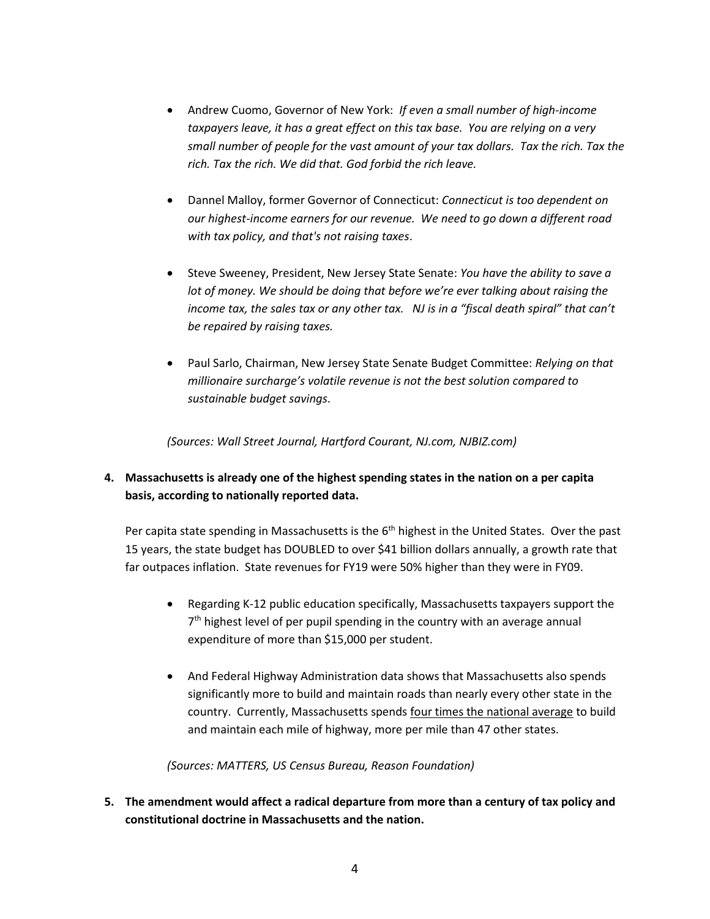- Andrew Cuomo, Governor of New York: *If even a small number of high-income taxpayers leave, it has a great effect on this tax base. You are relying on a very small number of people for the vast amount of your tax dollars. Tax the rich. Tax the rich. Tax the rich. We did that. God forbid the rich leave.*

- Dannel Malloy, former Governor of Connecticut: *Connecticut is too dependent on our highest-income earners for our revenue. We need to go down a different road with tax policy, and that's not raising taxes*.

- Steve Sweeney, President, New Jersey State Senate: *You have the ability to save a lot of money. We should be doing that before we're ever talking about raising the income tax, the sales tax or any other tax. NJ is in a "fiscal death spiral" that can't be repaired by raising taxes.*

- Paul Sarlo, Chairman, New Jersey State Senate Budget Committee: *Relying on that millionaire surcharge's volatile revenue is not the best solution compared to sustainable budget savings*.

*(Sources: Wall Street Journal, Hartford Courant, NJ.com, NJBIZ.com)*

**4. Massachusetts is already one of the highest spending states in the nation on a per capita basis, according to nationally reported data.**

Per capita state spending in Massachusetts is the 6th highest in the United States. Over the past 15 years, the state budget has DOUBLED to over $41 billion dollars annually, a growth rate that far outpaces inflation. State revenues for FY19 were 50% higher than they were in FY09.

- Regarding K-12 public education specifically, Massachusetts taxpayers support the 7th highest level of per pupil spending in the country with an average annual expenditure of more than $15,000 per student.

- And Federal Highway Administration data shows that Massachusetts also spends significantly more to build and maintain roads than nearly every other state in the country. Currently, Massachusetts spends <u>four times the national average</u> to build and maintain each mile of highway, more per mile than 47 other states.

*(Sources: MATTERS, US Census Bureau, Reason Foundation)*

**5. The amendment would affect a radical departure from more than a century of tax policy and constitutional doctrine in Massachusetts and the nation.**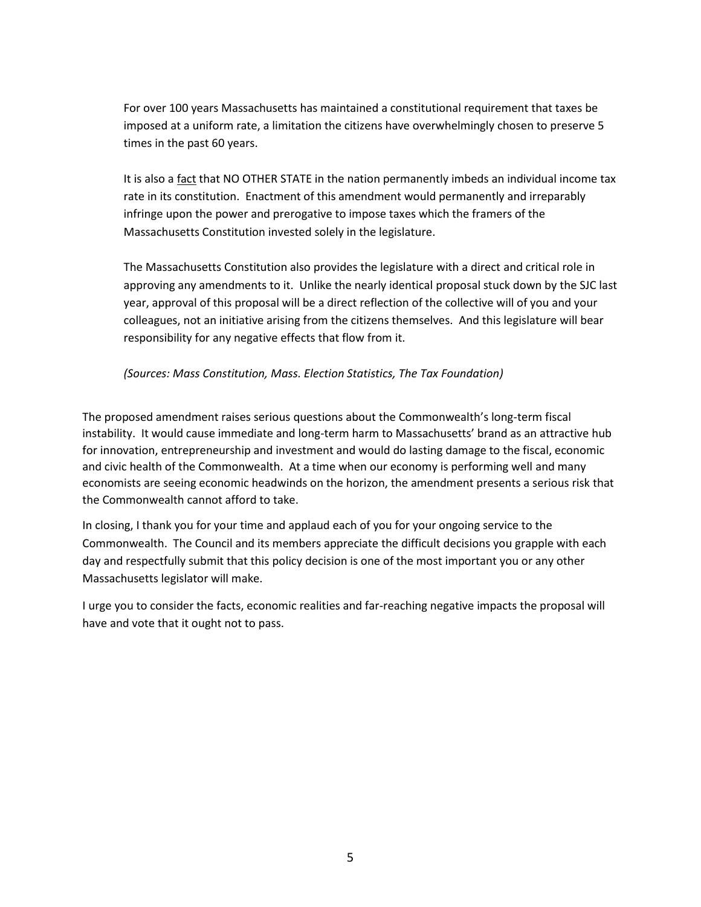For over 100 years Massachusetts has maintained a constitutional requirement that taxes be imposed at a uniform rate, a limitation the citizens have overwhelmingly chosen to preserve 5 times in the past 60 years.

It is also a <u>fact</u> that NO OTHER STATE in the nation permanently imbeds an individual income tax rate in its constitution. Enactment of this amendment would permanently and irreparably infringe upon the power and prerogative to impose taxes which the framers of the Massachusetts Constitution invested solely in the legislature.

The Massachusetts Constitution also provides the legislature with a direct and critical role in approving any amendments to it. Unlike the nearly identical proposal stuck down by the SJC last year, approval of this proposal will be a direct reflection of the collective will of you and your colleagues, not an initiative arising from the citizens themselves. And this legislature will bear responsibility for any negative effects that flow from it.

*(Sources: Mass Constitution, Mass. Election Statistics, The Tax Foundation)*

The proposed amendment raises serious questions about the Commonwealth's long-term fiscal instability. It would cause immediate and long-term harm to Massachusetts' brand as an attractive hub for innovation, entrepreneurship and investment and would do lasting damage to the fiscal, economic and civic health of the Commonwealth. At a time when our economy is performing well and many economists are seeing economic headwinds on the horizon, the amendment presents a serious risk that the Commonwealth cannot afford to take.

In closing, I thank you for your time and applaud each of you for your ongoing service to the Commonwealth. The Council and its members appreciate the difficult decisions you grapple with each day and respectfully submit that this policy decision is one of the most important you or any other Massachusetts legislator will make.

I urge you to consider the facts, economic realities and far-reaching negative impacts the proposal will have and vote that it ought not to pass.